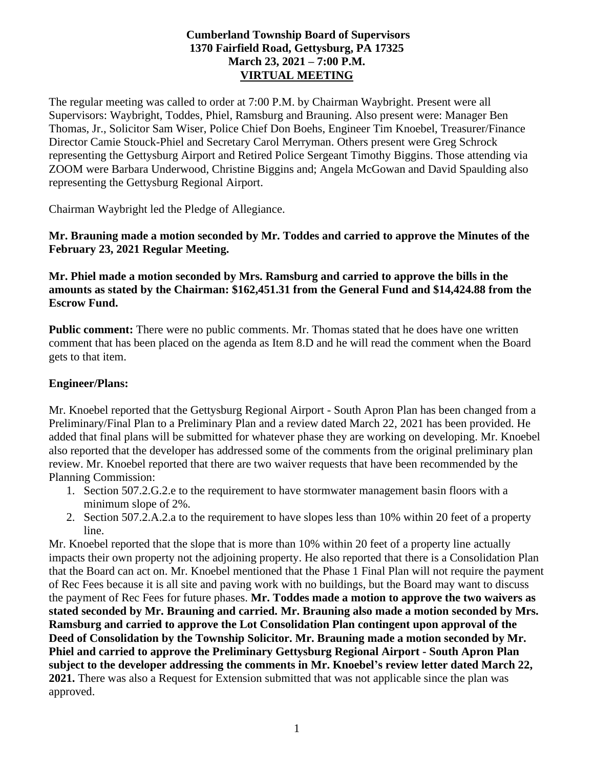**Cumberland Township Board of Supervisors**
**1370 Fairfield Road, Gettysburg, PA 17325**
**March 23, 2021 – 7:00 P.M.**
**VIRTUAL MEETING**

The regular meeting was called to order at 7:00 P.M. by Chairman Waybright. Present were all Supervisors: Waybright, Toddes, Phiel, Ramsburg and Brauning. Also present were: Manager Ben Thomas, Jr., Solicitor Sam Wiser, Police Chief Don Boehs, Engineer Tim Knoebel, Treasurer/Finance Director Camie Stouck-Phiel and Secretary Carol Merryman. Others present were Greg Schrock representing the Gettysburg Airport and Retired Police Sergeant Timothy Biggins. Those attending via ZOOM were Barbara Underwood, Christine Biggins and; Angela McGowan and David Spaulding also representing the Gettysburg Regional Airport.

Chairman Waybright led the Pledge of Allegiance.

**Mr. Brauning made a motion seconded by Mr. Toddes and carried to approve the Minutes of the February 23, 2021 Regular Meeting.**

**Mr. Phiel made a motion seconded by Mrs. Ramsburg and carried to approve the bills in the amounts as stated by the Chairman: $162,451.31 from the General Fund and $14,424.88 from the Escrow Fund.**

**Public comment:** There were no public comments. Mr. Thomas stated that he does have one written comment that has been placed on the agenda as Item 8.D and he will read the comment when the Board gets to that item.

**Engineer/Plans:**

Mr. Knoebel reported that the Gettysburg Regional Airport - South Apron Plan has been changed from a Preliminary/Final Plan to a Preliminary Plan and a review dated March 22, 2021 has been provided. He added that final plans will be submitted for whatever phase they are working on developing. Mr. Knoebel also reported that the developer has addressed some of the comments from the original preliminary plan review. Mr. Knoebel reported that there are two waiver requests that have been recommended by the Planning Commission:

1. Section 507.2.G.2.e to the requirement to have stormwater management basin floors with a minimum slope of 2%.
2. Section 507.2.A.2.a to the requirement to have slopes less than 10% within 20 feet of a property line.

Mr. Knoebel reported that the slope that is more than 10% within 20 feet of a property line actually impacts their own property not the adjoining property. He also reported that there is a Consolidation Plan that the Board can act on. Mr. Knoebel mentioned that the Phase 1 Final Plan will not require the payment of Rec Fees because it is all site and paving work with no buildings, but the Board may want to discuss the payment of Rec Fees for future phases. **Mr. Toddes made a motion to approve the two waivers as stated seconded by Mr. Brauning and carried. Mr. Brauning also made a motion seconded by Mrs. Ramsburg and carried to approve the Lot Consolidation Plan contingent upon approval of the Deed of Consolidation by the Township Solicitor. Mr. Brauning made a motion seconded by Mr. Phiel and carried to approve the Preliminary Gettysburg Regional Airport - South Apron Plan subject to the developer addressing the comments in Mr. Knoebel's review letter dated March 22, 2021.** There was also a Request for Extension submitted that was not applicable since the plan was approved.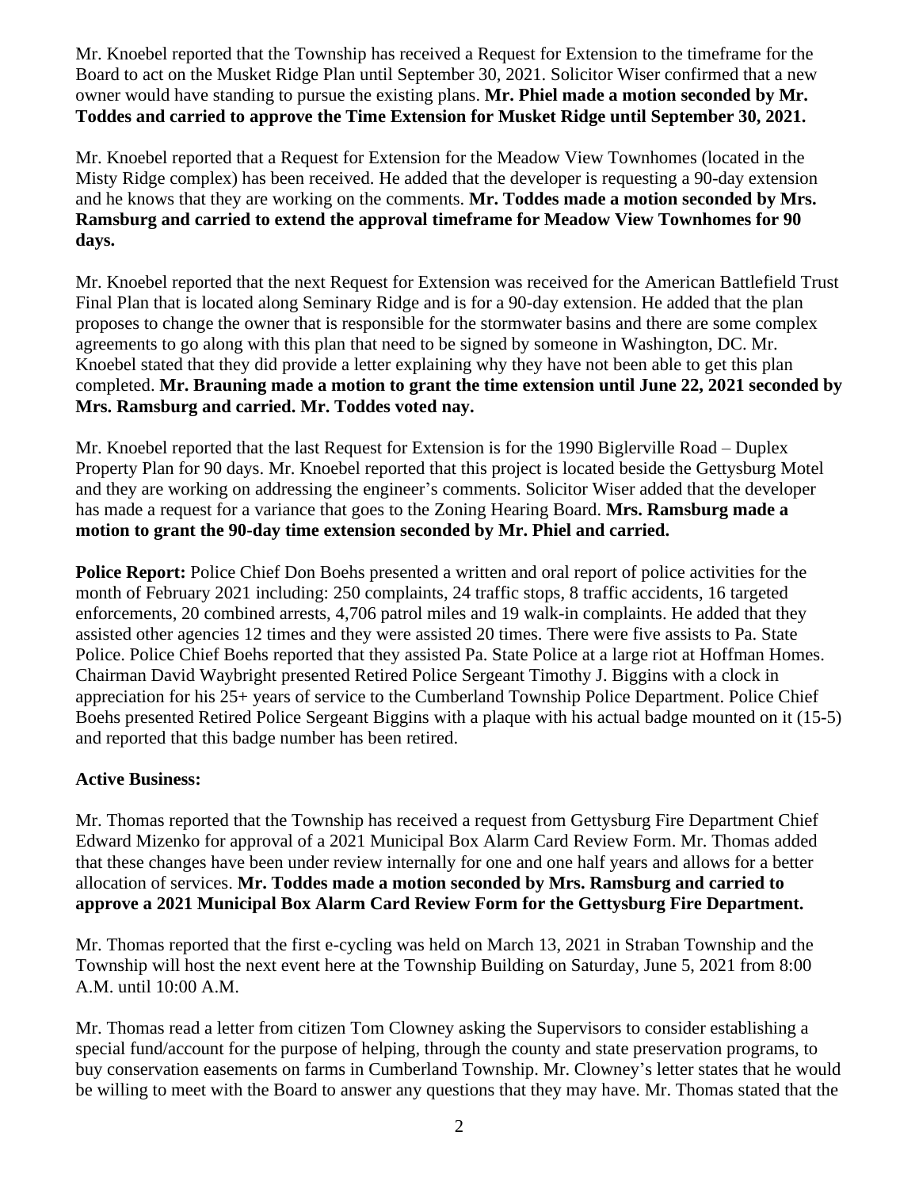Mr. Knoebel reported that the Township has received a Request for Extension to the timeframe for the Board to act on the Musket Ridge Plan until September 30, 2021. Solicitor Wiser confirmed that a new owner would have standing to pursue the existing plans. **Mr. Phiel made a motion seconded by Mr. Toddes and carried to approve the Time Extension for Musket Ridge until September 30, 2021.**

Mr. Knoebel reported that a Request for Extension for the Meadow View Townhomes (located in the Misty Ridge complex) has been received. He added that the developer is requesting a 90-day extension and he knows that they are working on the comments. **Mr. Toddes made a motion seconded by Mrs. Ramsburg and carried to extend the approval timeframe for Meadow View Townhomes for 90 days.**

Mr. Knoebel reported that the next Request for Extension was received for the American Battlefield Trust Final Plan that is located along Seminary Ridge and is for a 90-day extension. He added that the plan proposes to change the owner that is responsible for the stormwater basins and there are some complex agreements to go along with this plan that need to be signed by someone in Washington, DC. Mr. Knoebel stated that they did provide a letter explaining why they have not been able to get this plan completed. **Mr. Brauning made a motion to grant the time extension until June 22, 2021 seconded by Mrs. Ramsburg and carried. Mr. Toddes voted nay.**

Mr. Knoebel reported that the last Request for Extension is for the 1990 Biglerville Road – Duplex Property Plan for 90 days. Mr. Knoebel reported that this project is located beside the Gettysburg Motel and they are working on addressing the engineer's comments. Solicitor Wiser added that the developer has made a request for a variance that goes to the Zoning Hearing Board. **Mrs. Ramsburg made a motion to grant the 90-day time extension seconded by Mr. Phiel and carried.**

**Police Report:** Police Chief Don Boehs presented a written and oral report of police activities for the month of February 2021 including: 250 complaints, 24 traffic stops, 8 traffic accidents, 16 targeted enforcements, 20 combined arrests, 4,706 patrol miles and 19 walk-in complaints. He added that they assisted other agencies 12 times and they were assisted 20 times. There were five assists to Pa. State Police. Police Chief Boehs reported that they assisted Pa. State Police at a large riot at Hoffman Homes. Chairman David Waybright presented Retired Police Sergeant Timothy J. Biggins with a clock in appreciation for his 25+ years of service to the Cumberland Township Police Department. Police Chief Boehs presented Retired Police Sergeant Biggins with a plaque with his actual badge mounted on it (15-5) and reported that this badge number has been retired.

**Active Business:**

Mr. Thomas reported that the Township has received a request from Gettysburg Fire Department Chief Edward Mizenko for approval of a 2021 Municipal Box Alarm Card Review Form. Mr. Thomas added that these changes have been under review internally for one and one half years and allows for a better allocation of services. **Mr. Toddes made a motion seconded by Mrs. Ramsburg and carried to approve a 2021 Municipal Box Alarm Card Review Form for the Gettysburg Fire Department.**

Mr. Thomas reported that the first e-cycling was held on March 13, 2021 in Straban Township and the Township will host the next event here at the Township Building on Saturday, June 5, 2021 from 8:00 A.M. until 10:00 A.M.

Mr. Thomas read a letter from citizen Tom Clowney asking the Supervisors to consider establishing a special fund/account for the purpose of helping, through the county and state preservation programs, to buy conservation easements on farms in Cumberland Township. Mr. Clowney's letter states that he would be willing to meet with the Board to answer any questions that they may have. Mr. Thomas stated that the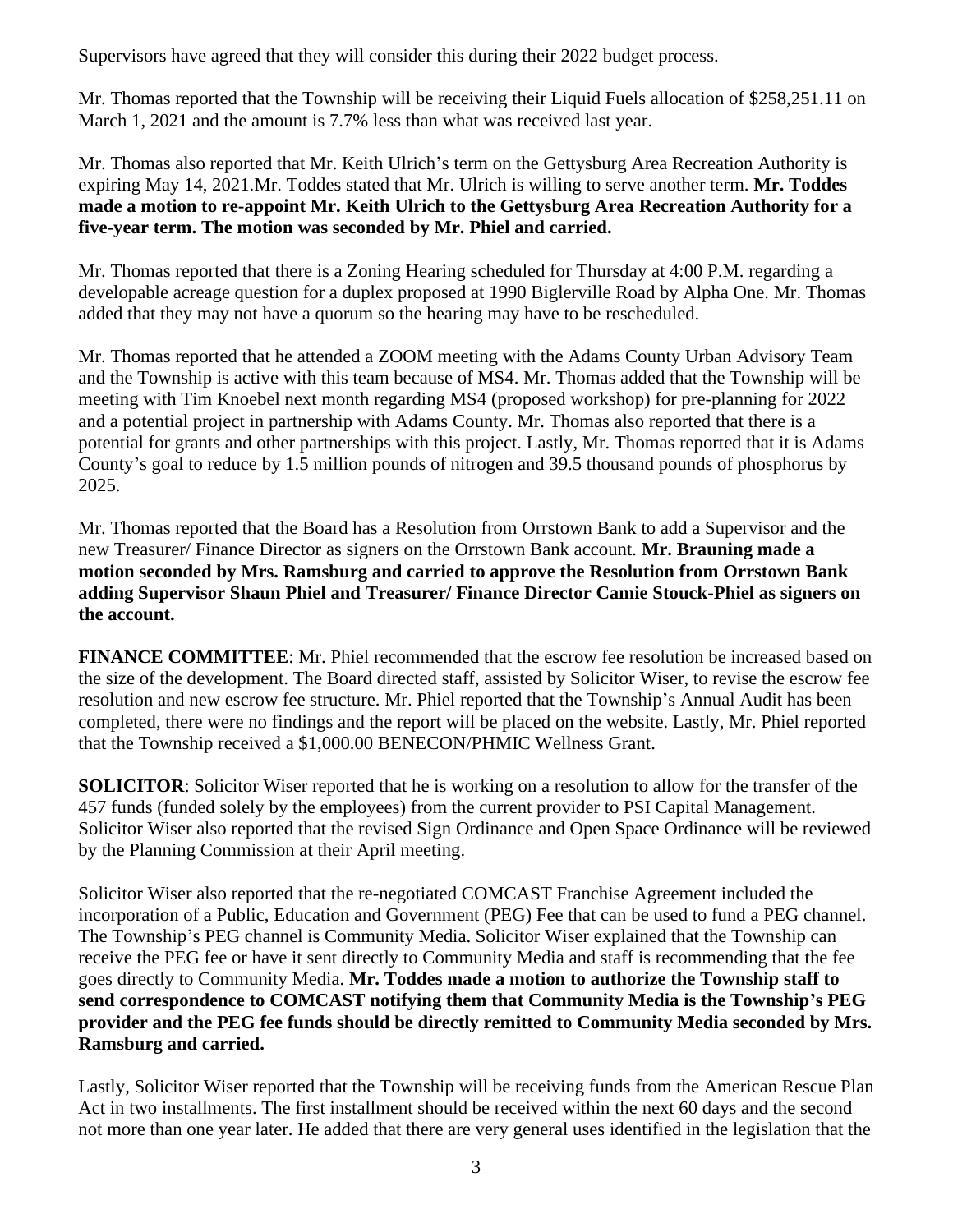Supervisors have agreed that they will consider this during their 2022 budget process.

Mr. Thomas reported that the Township will be receiving their Liquid Fuels allocation of $258,251.11 on March 1, 2021 and the amount is 7.7% less than what was received last year.

Mr. Thomas also reported that Mr. Keith Ulrich's term on the Gettysburg Area Recreation Authority is expiring May 14, 2021.Mr. Toddes stated that Mr. Ulrich is willing to serve another term. **Mr. Toddes made a motion to re-appoint Mr. Keith Ulrich to the Gettysburg Area Recreation Authority for a five-year term. The motion was seconded by Mr. Phiel and carried.**

Mr. Thomas reported that there is a Zoning Hearing scheduled for Thursday at 4:00 P.M. regarding a developable acreage question for a duplex proposed at 1990 Biglerville Road by Alpha One. Mr. Thomas added that they may not have a quorum so the hearing may have to be rescheduled.

Mr. Thomas reported that he attended a ZOOM meeting with the Adams County Urban Advisory Team and the Township is active with this team because of MS4. Mr. Thomas added that the Township will be meeting with Tim Knoebel next month regarding MS4 (proposed workshop) for pre-planning for 2022 and a potential project in partnership with Adams County. Mr. Thomas also reported that there is a potential for grants and other partnerships with this project. Lastly, Mr. Thomas reported that it is Adams County's goal to reduce by 1.5 million pounds of nitrogen and 39.5 thousand pounds of phosphorus by 2025.

Mr. Thomas reported that the Board has a Resolution from Orrstown Bank to add a Supervisor and the new Treasurer/ Finance Director as signers on the Orrstown Bank account. **Mr. Brauning made a motion seconded by Mrs. Ramsburg and carried to approve the Resolution from Orrstown Bank adding Supervisor Shaun Phiel and Treasurer/ Finance Director Camie Stouck-Phiel as signers on the account.**

**FINANCE COMMITTEE**: Mr. Phiel recommended that the escrow fee resolution be increased based on the size of the development. The Board directed staff, assisted by Solicitor Wiser, to revise the escrow fee resolution and new escrow fee structure. Mr. Phiel reported that the Township's Annual Audit has been completed, there were no findings and the report will be placed on the website. Lastly, Mr. Phiel reported that the Township received a $1,000.00 BENECON/PHMIC Wellness Grant.

**SOLICITOR**: Solicitor Wiser reported that he is working on a resolution to allow for the transfer of the 457 funds (funded solely by the employees) from the current provider to PSI Capital Management. Solicitor Wiser also reported that the revised Sign Ordinance and Open Space Ordinance will be reviewed by the Planning Commission at their April meeting.

Solicitor Wiser also reported that the re-negotiated COMCAST Franchise Agreement included the incorporation of a Public, Education and Government (PEG) Fee that can be used to fund a PEG channel. The Township's PEG channel is Community Media. Solicitor Wiser explained that the Township can receive the PEG fee or have it sent directly to Community Media and staff is recommending that the fee goes directly to Community Media. **Mr. Toddes made a motion to authorize the Township staff to send correspondence to COMCAST notifying them that Community Media is the Township's PEG provider and the PEG fee funds should be directly remitted to Community Media seconded by Mrs. Ramsburg and carried.**

Lastly, Solicitor Wiser reported that the Township will be receiving funds from the American Rescue Plan Act in two installments. The first installment should be received within the next 60 days and the second not more than one year later. He added that there are very general uses identified in the legislation that the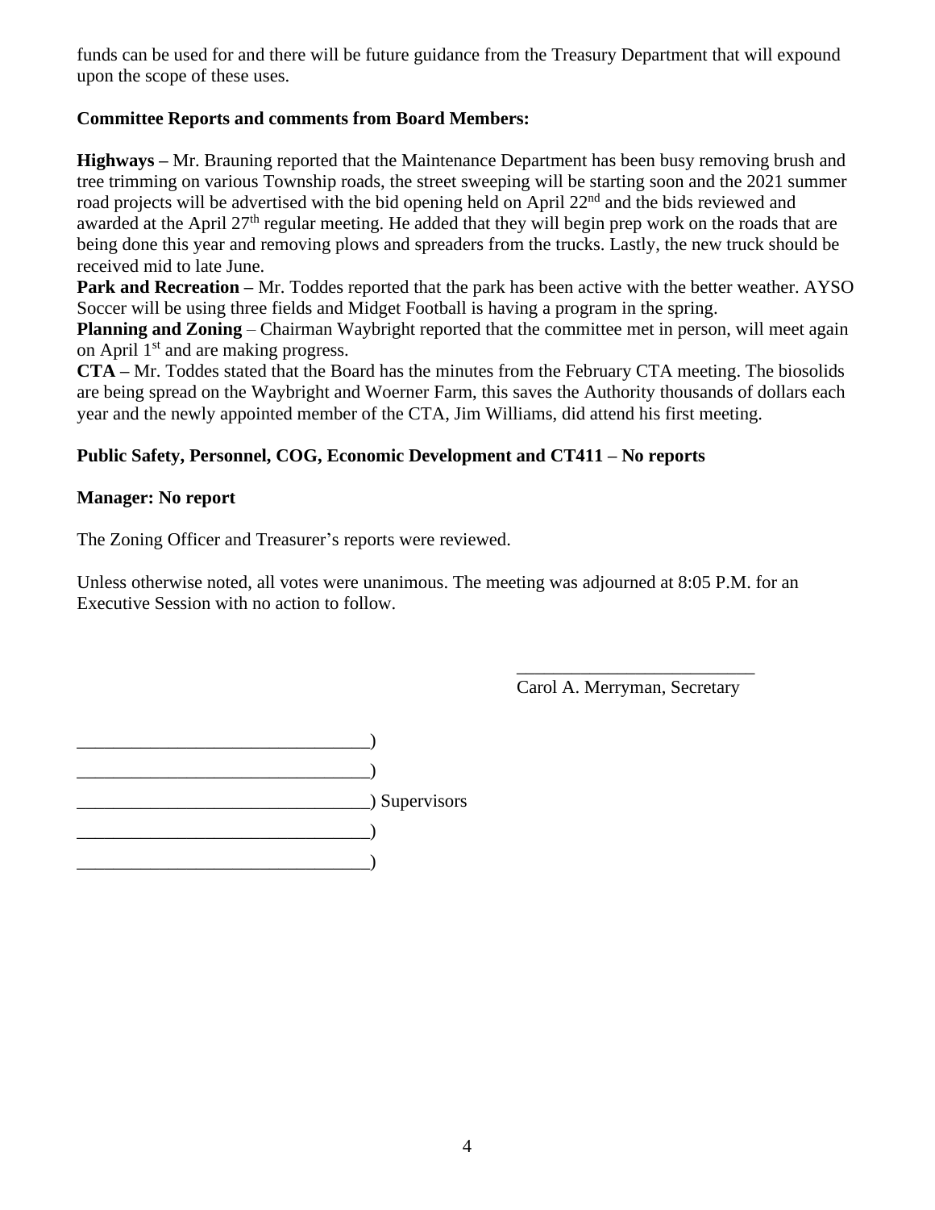funds can be used for and there will be future guidance from the Treasury Department that will expound upon the scope of these uses.

**Committee Reports and comments from Board Members:**

**Highways –** Mr. Brauning reported that the Maintenance Department has been busy removing brush and tree trimming on various Township roads, the street sweeping will be starting soon and the 2021 summer road projects will be advertised with the bid opening held on April 22nd and the bids reviewed and awarded at the April 27th regular meeting. He added that they will begin prep work on the roads that are being done this year and removing plows and spreaders from the trucks. Lastly, the new truck should be received mid to late June.

**Park and Recreation –** Mr. Toddes reported that the park has been active with the better weather. AYSO Soccer will be using three fields and Midget Football is having a program in the spring.

**Planning and Zoning** – Chairman Waybright reported that the committee met in person, will meet again on April 1st and are making progress.

**CTA –** Mr. Toddes stated that the Board has the minutes from the February CTA meeting. The biosolids are being spread on the Waybright and Woerner Farm, this saves the Authority thousands of dollars each year and the newly appointed member of the CTA, Jim Williams, did attend his first meeting.

**Public Safety, Personnel, COG, Economic Development and CT411 – No reports**

**Manager: No report**

The Zoning Officer and Treasurer's reports were reviewed.

Unless otherwise noted, all votes were unanimous. The meeting was adjourned at 8:05 P.M. for an Executive Session with no action to follow.

\_\_\_\_\_\_\_\_\_\_\_\_\_\_\_\_\_\_\_\_\_\_\_\_\_\_
Carol A. Merryman, Secretary

\_\_\_\_\_\_\_\_\_\_\_\_\_\_\_\_\_\_\_\_\_\_\_\_\_\_\_\_\_\_\_\_)
\_\_\_\_\_\_\_\_\_\_\_\_\_\_\_\_\_\_\_\_\_\_\_\_\_\_\_\_\_\_\_\_)
\_\_\_\_\_\_\_\_\_\_\_\_\_\_\_\_\_\_\_\_\_\_\_\_\_\_\_\_\_\_\_\_) Supervisors
\_\_\_\_\_\_\_\_\_\_\_\_\_\_\_\_\_\_\_\_\_\_\_\_\_\_\_\_\_\_\_\_)
\_\_\_\_\_\_\_\_\_\_\_\_\_\_\_\_\_\_\_\_\_\_\_\_\_\_\_\_\_\_\_\_)